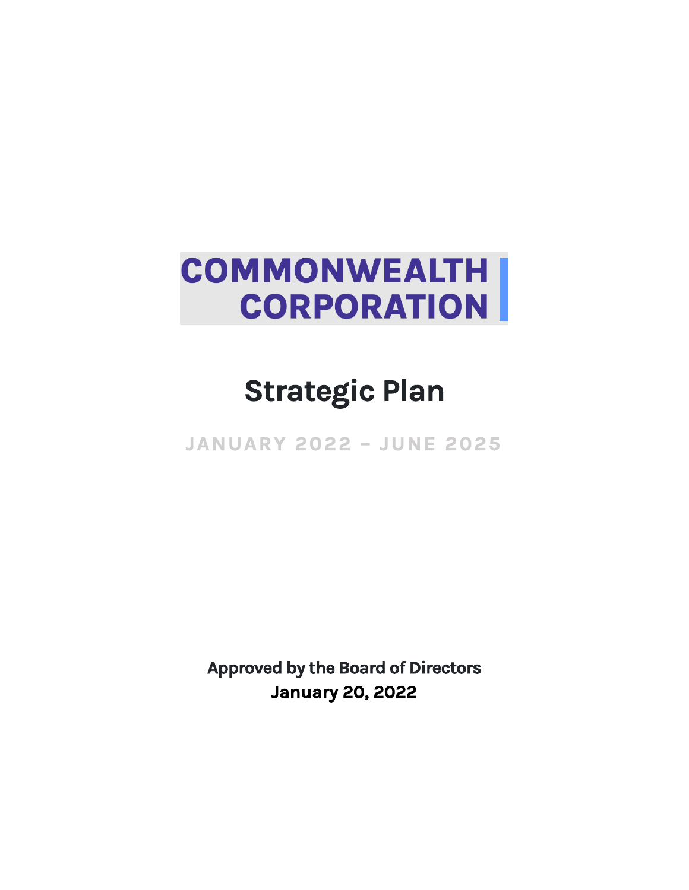# COMMONWEALTH CORPORATION

# Strategic Plan

## JANUARY 2022 – JUNE 2025

**Approved by the Board of Directors**
**January 20, 2022**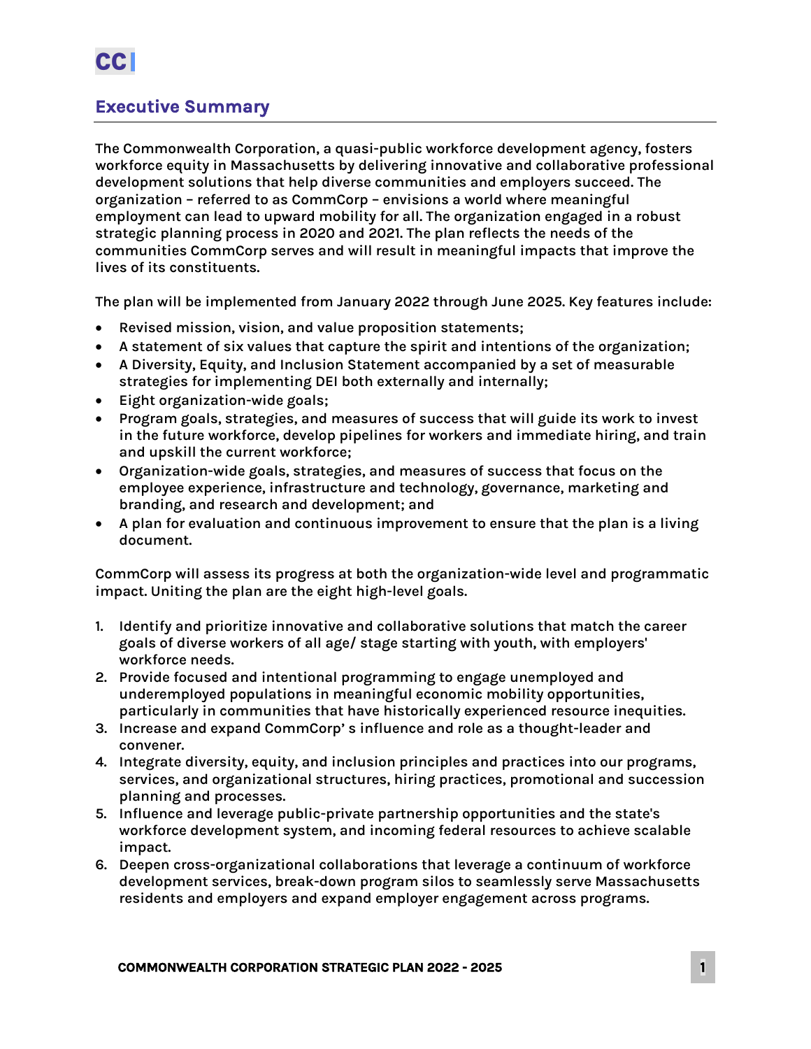## Executive Summary

**The Commonwealth Corporation, a quasi-public workforce development agency, fosters workforce equity in Massachusetts by delivering innovative and collaborative professional development solutions that help diverse communities and employers succeed. The organization – referred to as CommCorp – envisions a world where meaningful employment can lead to upward mobility for all. The organization engaged in a robust strategic planning process in 2020 and 2021. The plan reflects the needs of the communities CommCorp serves and will result in meaningful impacts that improve the lives of its constituents.**

**The plan will be implemented from January 2022 through June 2025. Key features include:**

- **Revised mission, vision, and value proposition statements;**
- **A statement of six values that capture the spirit and intentions of the organization;**
- **A Diversity, Equity, and Inclusion Statement accompanied by a set of measurable strategies for implementing DEI both externally and internally;**
- **Eight organization-wide goals;**
- **Program goals, strategies, and measures of success that will guide its work to invest in the future workforce, develop pipelines for workers and immediate hiring, and train and upskill the current workforce;**
- **Organization-wide goals, strategies, and measures of success that focus on the employee experience, infrastructure and technology, governance, marketing and branding, and research and development; and**
- **A plan for evaluation and continuous improvement to ensure that the plan is a living document.**

**CommCorp will assess its progress at both the organization-wide level and programmatic impact. Uniting the plan are the eight high-level goals.**

1. **Identify and prioritize innovative and collaborative solutions that match the career goals of diverse workers of all age/ stage starting with youth, with employers' workforce needs.**
2. **Provide focused and intentional programming to engage unemployed and underemployed populations in meaningful economic mobility opportunities, particularly in communities that have historically experienced resource inequities.**
3. **Increase and expand CommCorp' s influence and role as a thought-leader and convener.**
4. **Integrate diversity, equity, and inclusion principles and practices into our programs, services, and organizational structures, hiring practices, promotional and succession planning and processes.**
5. **Influence and leverage public-private partnership opportunities and the state's workforce development system, and incoming federal resources to achieve scalable impact.**
6. **Deepen cross-organizational collaborations that leverage a continuum of workforce development services, break-down program silos to seamlessly serve Massachusetts residents and employers and expand employer engagement across programs.**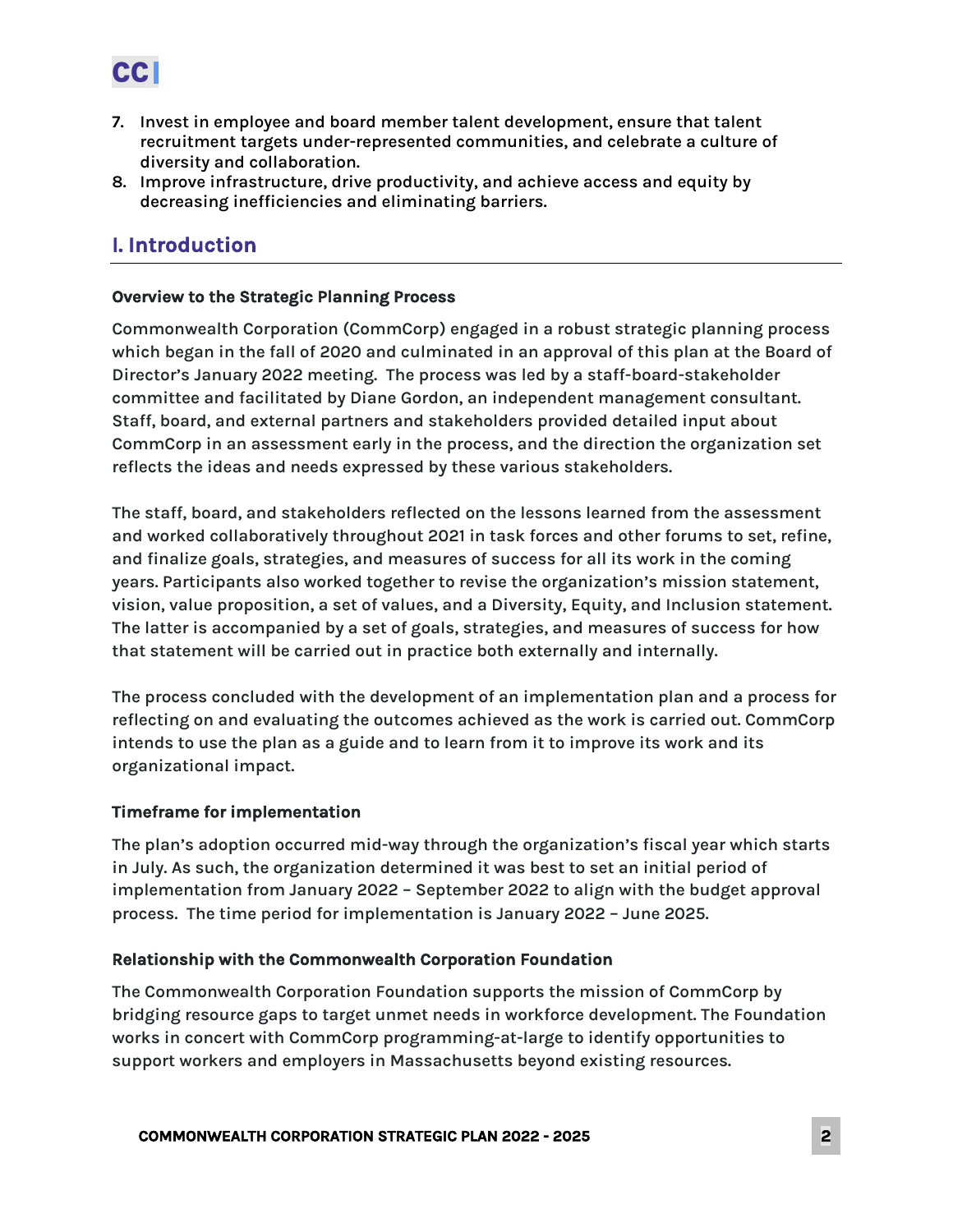7. **Invest in employee and board member talent development, ensure that talent recruitment targets under-represented communities, and celebrate a culture of diversity and collaboration.**
8. **Improve infrastructure, drive productivity, and achieve access and equity by decreasing inefficiencies and eliminating barriers.**

## I. Introduction

### Overview to the Strategic Planning Process

Commonwealth Corporation (CommCorp) engaged in a robust strategic planning process which began in the fall of 2020 and culminated in an approval of this plan at the Board of Director's January 2022 meeting. The process was led by a staff-board-stakeholder committee and facilitated by Diane Gordon, an independent management consultant. Staff, board, and external partners and stakeholders provided detailed input about CommCorp in an assessment early in the process, and the direction the organization set reflects the ideas and needs expressed by these various stakeholders.

The staff, board, and stakeholders reflected on the lessons learned from the assessment and worked collaboratively throughout 2021 in task forces and other forums to set, refine, and finalize goals, strategies, and measures of success for all its work in the coming years. Participants also worked together to revise the organization's mission statement, vision, value proposition, a set of values, and a Diversity, Equity, and Inclusion statement. The latter is accompanied by a set of goals, strategies, and measures of success for how that statement will be carried out in practice both externally and internally.

The process concluded with the development of an implementation plan and a process for reflecting on and evaluating the outcomes achieved as the work is carried out. CommCorp intends to use the plan as a guide and to learn from it to improve its work and its organizational impact.

### Timeframe for implementation

The plan's adoption occurred mid-way through the organization's fiscal year which starts in July. As such, the organization determined it was best to set an initial period of implementation from January 2022 – September 2022 to align with the budget approval process. The time period for implementation is January 2022 – June 2025.

### Relationship with the Commonwealth Corporation Foundation

The Commonwealth Corporation Foundation supports the mission of CommCorp by bridging resource gaps to target unmet needs in workforce development. The Foundation works in concert with CommCorp programming-at-large to identify opportunities to support workers and employers in Massachusetts beyond existing resources.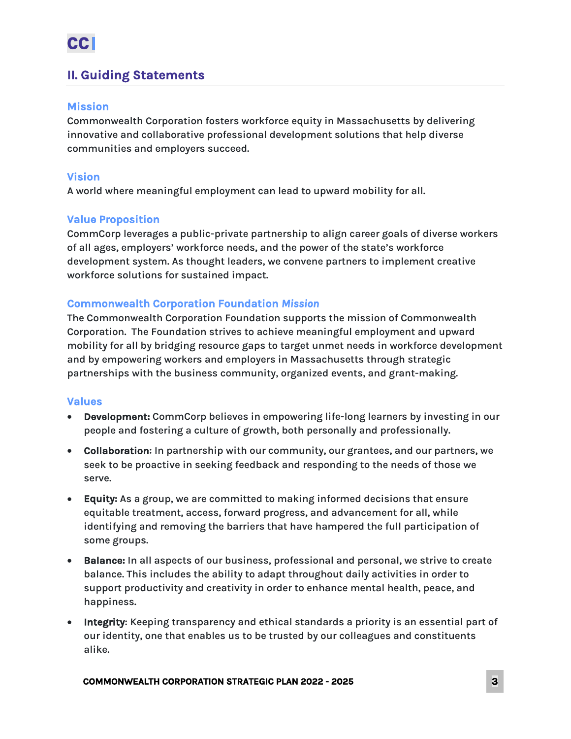## II. Guiding Statements

### Mission

Commonwealth Corporation fosters workforce equity in Massachusetts by delivering innovative and collaborative professional development solutions that help diverse communities and employers succeed.

### Vision

A world where meaningful employment can lead to upward mobility for all.

### Value Proposition

CommCorp leverages a public-private partnership to align career goals of diverse workers of all ages, employers' workforce needs, and the power of the state's workforce development system. As thought leaders, we convene partners to implement creative workforce solutions for sustained impact.

### Commonwealth Corporation Foundation *Mission*

The Commonwealth Corporation Foundation supports the mission of Commonwealth Corporation. The Foundation strives to achieve meaningful employment and upward mobility for all by bridging resource gaps to target unmet needs in workforce development and by empowering workers and employers in Massachusetts through strategic partnerships with the business community, organized events, and grant-making.

### Values

- **Development:** CommCorp believes in empowering life-long learners by investing in our people and fostering a culture of growth, both personally and professionally.
- **Collaboration**: In partnership with our community, our grantees, and our partners, we seek to be proactive in seeking feedback and responding to the needs of those we serve.
- **Equity:** As a group, we are committed to making informed decisions that ensure equitable treatment, access, forward progress, and advancement for all, while identifying and removing the barriers that have hampered the full participation of some groups.
- **Balance:** In all aspects of our business, professional and personal, we strive to create balance. This includes the ability to adapt throughout daily activities in order to support productivity and creativity in order to enhance mental health, peace, and happiness.
- **Integrity**: Keeping transparency and ethical standards a priority is an essential part of our identity, one that enables us to be trusted by our colleagues and constituents alike.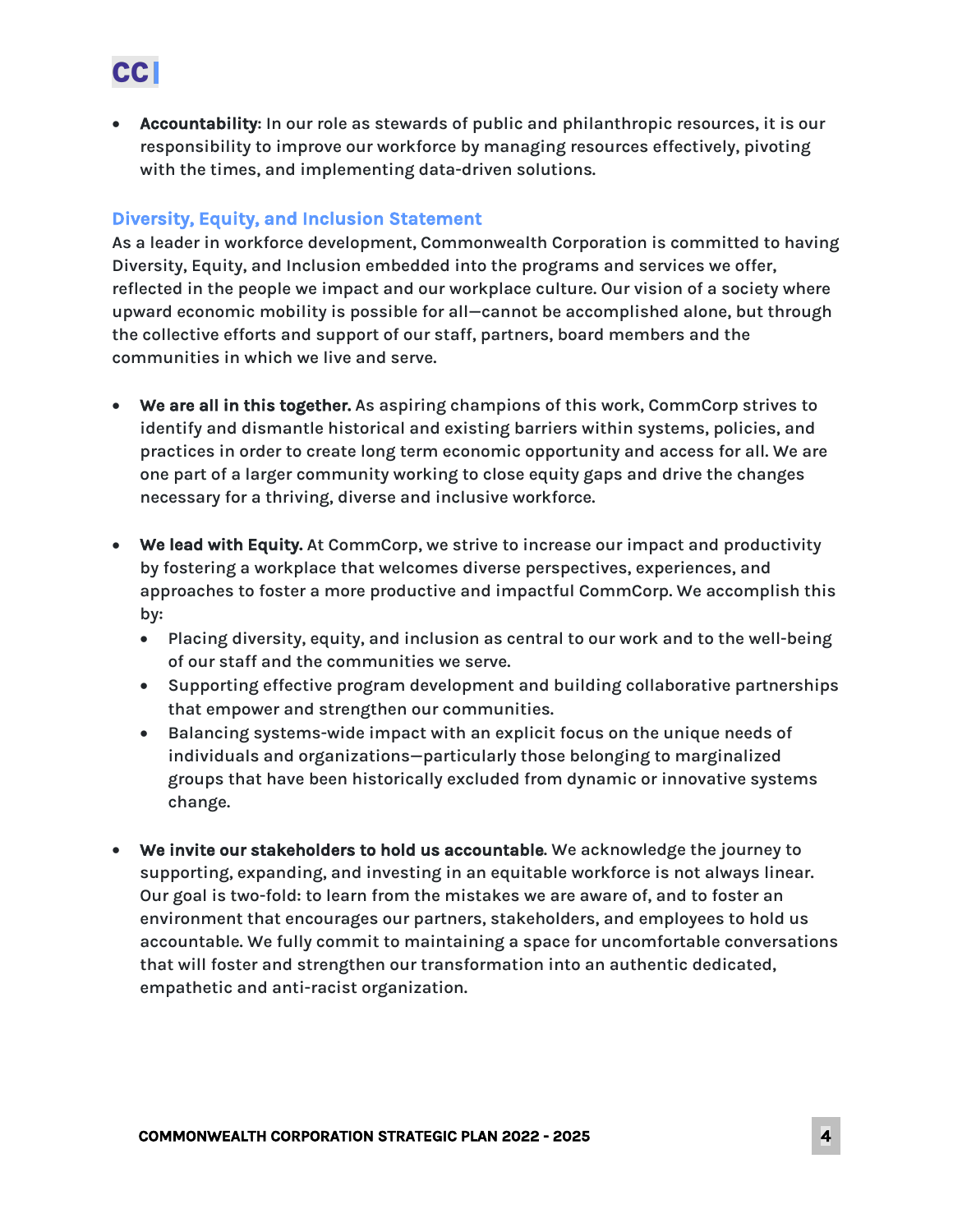- **Accountability**: In our role as stewards of public and philanthropic resources, it is our responsibility to improve our workforce by managing resources effectively, pivoting with the times, and implementing data-driven solutions.

## Diversity, Equity, and Inclusion Statement

As a leader in workforce development, Commonwealth Corporation is committed to having Diversity, Equity, and Inclusion embedded into the programs and services we offer, reflected in the people we impact and our workplace culture. Our vision of a society where upward economic mobility is possible for all—cannot be accomplished alone, but through the collective efforts and support of our staff, partners, board members and the communities in which we live and serve.

- **We are all in this together.** As aspiring champions of this work, CommCorp strives to identify and dismantle historical and existing barriers within systems, policies, and practices in order to create long term economic opportunity and access for all. We are one part of a larger community working to close equity gaps and drive the changes necessary for a thriving, diverse and inclusive workforce.

- **We lead with Equity.** At CommCorp, we strive to increase our impact and productivity by fostering a workplace that welcomes diverse perspectives, experiences, and approaches to foster a more productive and impactful CommCorp. We accomplish this by:
  - Placing diversity, equity, and inclusion as central to our work and to the well-being of our staff and the communities we serve.
  - Supporting effective program development and building collaborative partnerships that empower and strengthen our communities.
  - Balancing systems-wide impact with an explicit focus on the unique needs of individuals and organizations—particularly those belonging to marginalized groups that have been historically excluded from dynamic or innovative systems change.

- **We invite our stakeholders to hold us accountable**. We acknowledge the journey to supporting, expanding, and investing in an equitable workforce is not always linear. Our goal is two-fold: to learn from the mistakes we are aware of, and to foster an environment that encourages our partners, stakeholders, and employees to hold us accountable. We fully commit to maintaining a space for uncomfortable conversations that will foster and strengthen our transformation into an authentic dedicated, empathetic and anti-racist organization.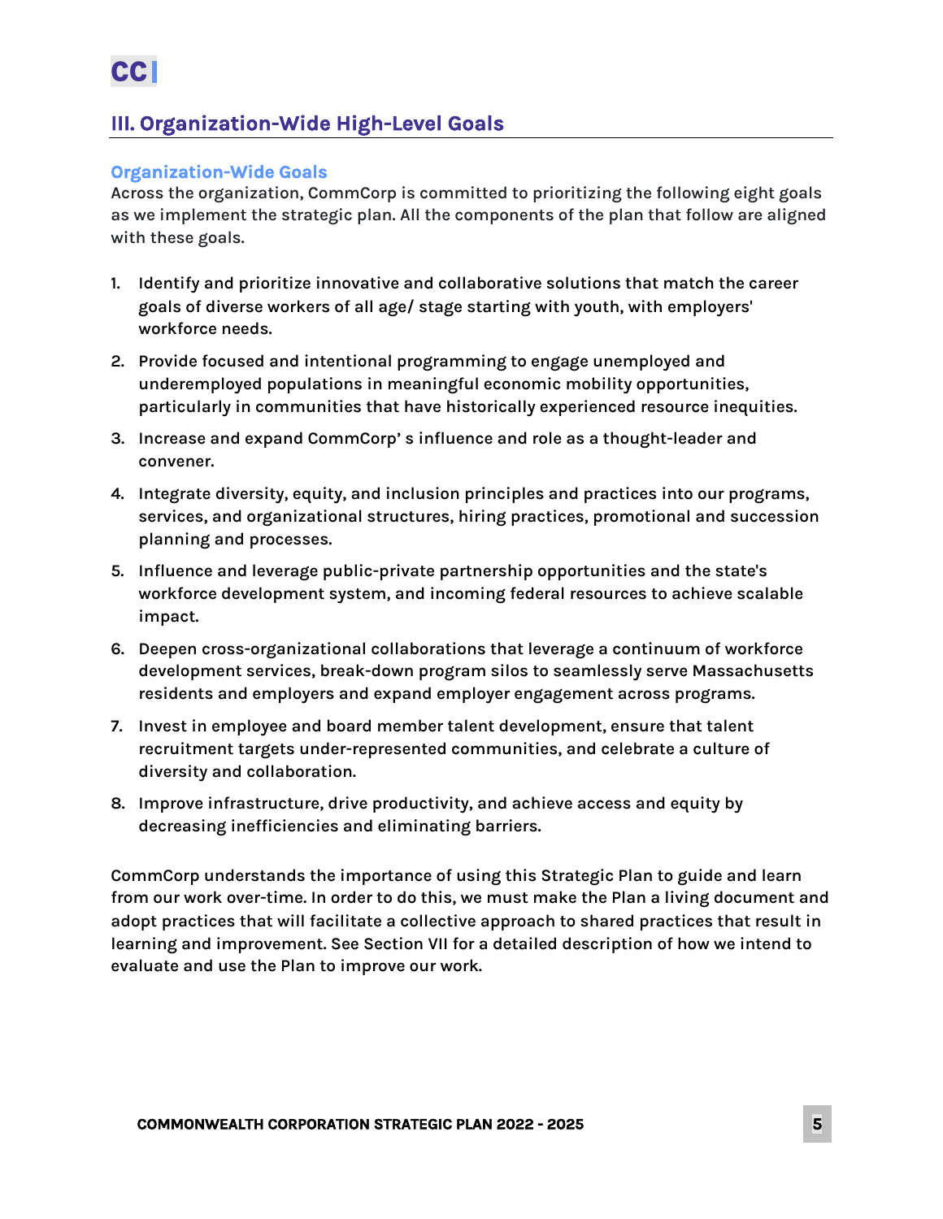## III. Organization-Wide High-Level Goals

### Organization-Wide Goals

Across the organization, CommCorp is committed to prioritizing the following eight goals as we implement the strategic plan. All the components of the plan that follow are aligned with these goals.

1. **Identify and prioritize innovative and collaborative solutions that match the career goals of diverse workers of all age/ stage starting with youth, with employers' workforce needs.**
2. **Provide focused and intentional programming to engage unemployed and underemployed populations in meaningful economic mobility opportunities, particularly in communities that have historically experienced resource inequities.**
3. **Increase and expand CommCorp' s influence and role as a thought-leader and convener.**
4. **Integrate diversity, equity, and inclusion principles and practices into our programs, services, and organizational structures, hiring practices, promotional and succession planning and processes.**
5. **Influence and leverage public-private partnership opportunities and the state's workforce development system, and incoming federal resources to achieve scalable impact.**
6. **Deepen cross-organizational collaborations that leverage a continuum of workforce development services, break-down program silos to seamlessly serve Massachusetts residents and employers and expand employer engagement across programs.**
7. **Invest in employee and board member talent development, ensure that talent recruitment targets under-represented communities, and celebrate a culture of diversity and collaboration.**
8. **Improve infrastructure, drive productivity, and achieve access and equity by decreasing inefficiencies and eliminating barriers.**

CommCorp understands the importance of using this Strategic Plan to guide and learn from our work over-time. In order to do this, we must make the Plan a living document and adopt practices that will facilitate a collective approach to shared practices that result in learning and improvement. See Section VII for a detailed description of how we intend to evaluate and use the Plan to improve our work.